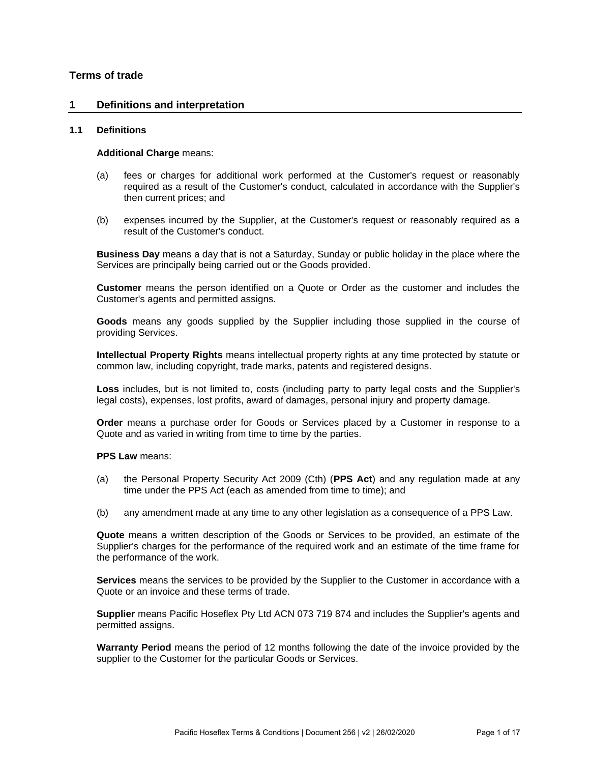# Terms of trade

## 1 Definitions and interpretation

### 1.1 Definitions

**Additional Charge** means:

(a) fees or charges for additional work performed at the Customer's request or reasonably required as a result of the Customer's conduct, calculated in accordance with the Supplier's then current prices; and

(b) expenses incurred by the Supplier, at the Customer's request or reasonably required as a result of the Customer's conduct.

**Business Day** means a day that is not a Saturday, Sunday or public holiday in the place where the Services are principally being carried out or the Goods provided.

**Customer** means the person identified on a Quote or Order as the customer and includes the Customer's agents and permitted assigns.

**Goods** means any goods supplied by the Supplier including those supplied in the course of providing Services.

**Intellectual Property Rights** means intellectual property rights at any time protected by statute or common law, including copyright, trade marks, patents and registered designs.

**Loss** includes, but is not limited to, costs (including party to party legal costs and the Supplier's legal costs), expenses, lost profits, award of damages, personal injury and property damage.

**Order** means a purchase order for Goods or Services placed by a Customer in response to a Quote and as varied in writing from time to time by the parties.

**PPS Law** means:

(a) the Personal Property Security Act 2009 (Cth) (**PPS Act**) and any regulation made at any time under the PPS Act (each as amended from time to time); and

(b) any amendment made at any time to any other legislation as a consequence of a PPS Law.

**Quote** means a written description of the Goods or Services to be provided, an estimate of the Supplier's charges for the performance of the required work and an estimate of the time frame for the performance of the work.

**Services** means the services to be provided by the Supplier to the Customer in accordance with a Quote or an invoice and these terms of trade.

**Supplier** means Pacific Hoseflex Pty Ltd ACN 073 719 874 and includes the Supplier's agents and permitted assigns.

**Warranty Period** means the period of 12 months following the date of the invoice provided by the supplier to the Customer for the particular Goods or Services.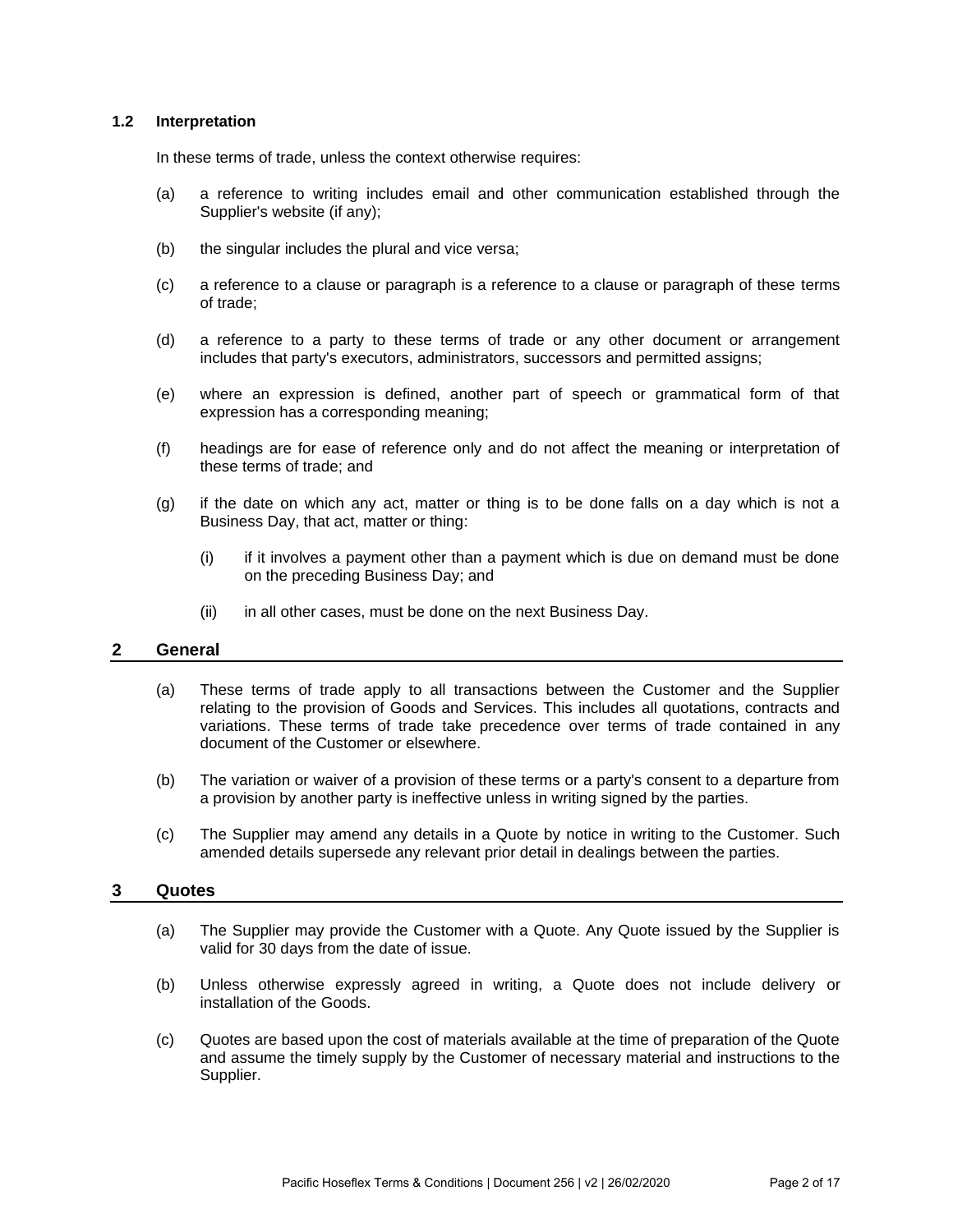### 1.2 Interpretation

In these terms of trade, unless the context otherwise requires:

(a) a reference to writing includes email and other communication established through the Supplier's website (if any);

(b) the singular includes the plural and vice versa;

(c) a reference to a clause or paragraph is a reference to a clause or paragraph of these terms of trade;

(d) a reference to a party to these terms of trade or any other document or arrangement includes that party's executors, administrators, successors and permitted assigns;

(e) where an expression is defined, another part of speech or grammatical form of that expression has a corresponding meaning;

(f) headings are for ease of reference only and do not affect the meaning or interpretation of these terms of trade; and

(g) if the date on which any act, matter or thing is to be done falls on a day which is not a Business Day, that act, matter or thing:

(i) if it involves a payment other than a payment which is due on demand must be done on the preceding Business Day; and

(ii) in all other cases, must be done on the next Business Day.

## 2 General

(a) These terms of trade apply to all transactions between the Customer and the Supplier relating to the provision of Goods and Services. This includes all quotations, contracts and variations. These terms of trade take precedence over terms of trade contained in any document of the Customer or elsewhere.

(b) The variation or waiver of a provision of these terms or a party's consent to a departure from a provision by another party is ineffective unless in writing signed by the parties.

(c) The Supplier may amend any details in a Quote by notice in writing to the Customer. Such amended details supersede any relevant prior detail in dealings between the parties.

## 3 Quotes

(a) The Supplier may provide the Customer with a Quote. Any Quote issued by the Supplier is valid for 30 days from the date of issue.

(b) Unless otherwise expressly agreed in writing, a Quote does not include delivery or installation of the Goods.

(c) Quotes are based upon the cost of materials available at the time of preparation of the Quote and assume the timely supply by the Customer of necessary material and instructions to the Supplier.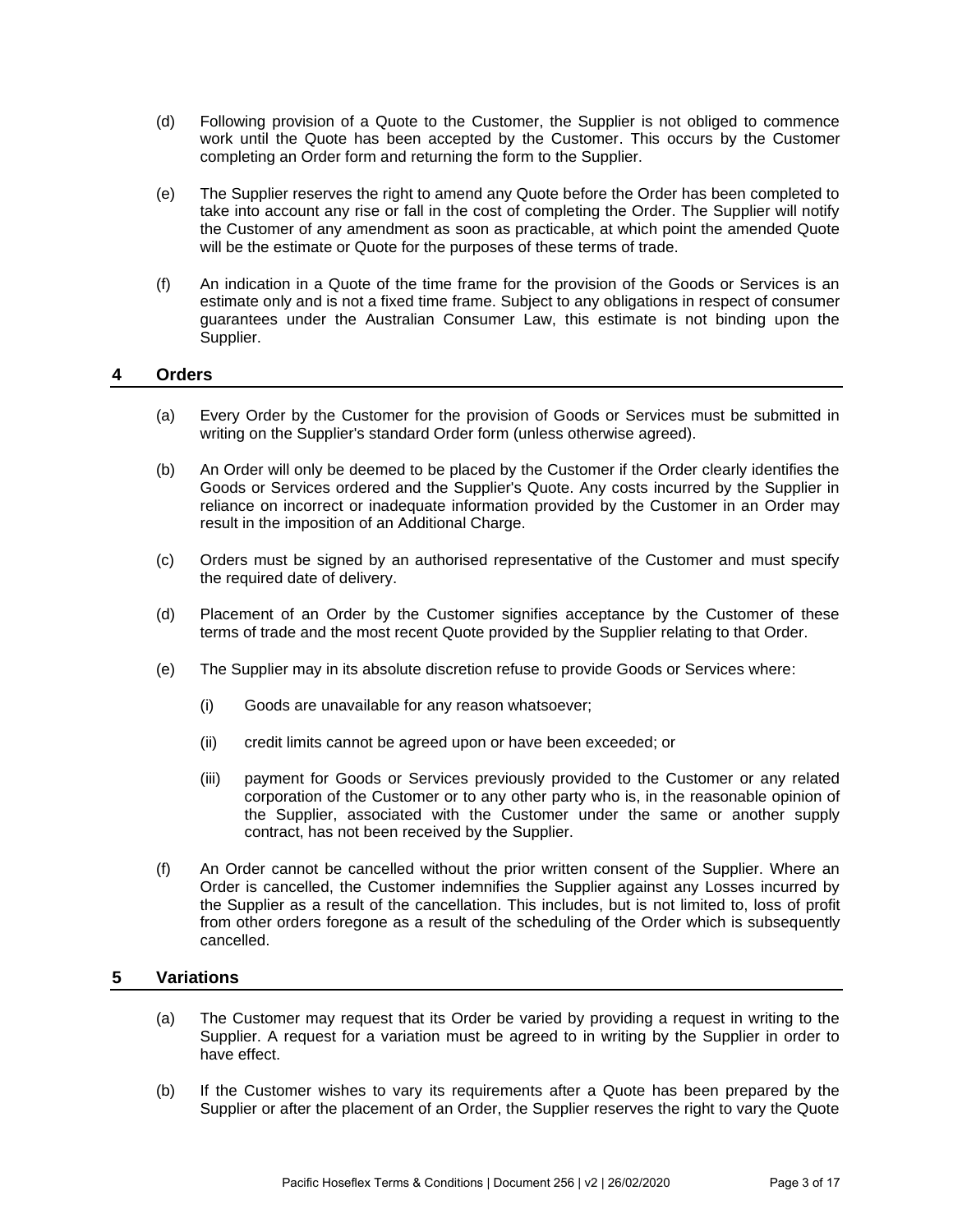(d) Following provision of a Quote to the Customer, the Supplier is not obliged to commence work until the Quote has been accepted by the Customer. This occurs by the Customer completing an Order form and returning the form to the Supplier.

(e) The Supplier reserves the right to amend any Quote before the Order has been completed to take into account any rise or fall in the cost of completing the Order. The Supplier will notify the Customer of any amendment as soon as practicable, at which point the amended Quote will be the estimate or Quote for the purposes of these terms of trade.

(f) An indication in a Quote of the time frame for the provision of the Goods or Services is an estimate only and is not a fixed time frame. Subject to any obligations in respect of consumer guarantees under the Australian Consumer Law, this estimate is not binding upon the Supplier.

## 4 Orders

(a) Every Order by the Customer for the provision of Goods or Services must be submitted in writing on the Supplier's standard Order form (unless otherwise agreed).

(b) An Order will only be deemed to be placed by the Customer if the Order clearly identifies the Goods or Services ordered and the Supplier's Quote. Any costs incurred by the Supplier in reliance on incorrect or inadequate information provided by the Customer in an Order may result in the imposition of an Additional Charge.

(c) Orders must be signed by an authorised representative of the Customer and must specify the required date of delivery.

(d) Placement of an Order by the Customer signifies acceptance by the Customer of these terms of trade and the most recent Quote provided by the Supplier relating to that Order.

(e) The Supplier may in its absolute discretion refuse to provide Goods or Services where:

  (i) Goods are unavailable for any reason whatsoever;

  (ii) credit limits cannot be agreed upon or have been exceeded; or

  (iii) payment for Goods or Services previously provided to the Customer or any related corporation of the Customer or to any other party who is, in the reasonable opinion of the Supplier, associated with the Customer under the same or another supply contract, has not been received by the Supplier.

(f) An Order cannot be cancelled without the prior written consent of the Supplier. Where an Order is cancelled, the Customer indemnifies the Supplier against any Losses incurred by the Supplier as a result of the cancellation. This includes, but is not limited to, loss of profit from other orders foregone as a result of the scheduling of the Order which is subsequently cancelled.

## 5 Variations

(a) The Customer may request that its Order be varied by providing a request in writing to the Supplier. A request for a variation must be agreed to in writing by the Supplier in order to have effect.

(b) If the Customer wishes to vary its requirements after a Quote has been prepared by the Supplier or after the placement of an Order, the Supplier reserves the right to vary the Quote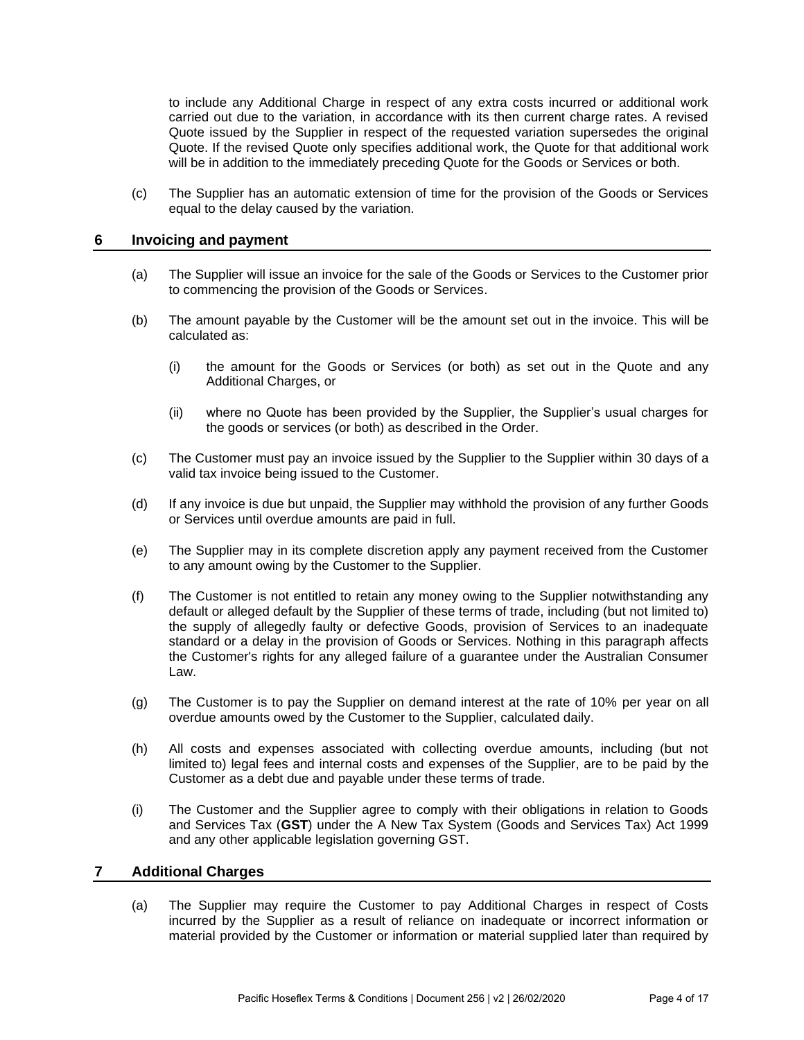to include any Additional Charge in respect of any extra costs incurred or additional work carried out due to the variation, in accordance with its then current charge rates. A revised Quote issued by the Supplier in respect of the requested variation supersedes the original Quote. If the revised Quote only specifies additional work, the Quote for that additional work will be in addition to the immediately preceding Quote for the Goods or Services or both.

(c) The Supplier has an automatic extension of time for the provision of the Goods or Services equal to the delay caused by the variation.

## 6 Invoicing and payment

(a) The Supplier will issue an invoice for the sale of the Goods or Services to the Customer prior to commencing the provision of the Goods or Services.

(b) The amount payable by the Customer will be the amount set out in the invoice. This will be calculated as:

(i) the amount for the Goods or Services (or both) as set out in the Quote and any Additional Charges, or

(ii) where no Quote has been provided by the Supplier, the Supplier's usual charges for the goods or services (or both) as described in the Order.

(c) The Customer must pay an invoice issued by the Supplier to the Supplier within 30 days of a valid tax invoice being issued to the Customer.

(d) If any invoice is due but unpaid, the Supplier may withhold the provision of any further Goods or Services until overdue amounts are paid in full.

(e) The Supplier may in its complete discretion apply any payment received from the Customer to any amount owing by the Customer to the Supplier.

(f) The Customer is not entitled to retain any money owing to the Supplier notwithstanding any default or alleged default by the Supplier of these terms of trade, including (but not limited to) the supply of allegedly faulty or defective Goods, provision of Services to an inadequate standard or a delay in the provision of Goods or Services. Nothing in this paragraph affects the Customer's rights for any alleged failure of a guarantee under the Australian Consumer Law.

(g) The Customer is to pay the Supplier on demand interest at the rate of 10% per year on all overdue amounts owed by the Customer to the Supplier, calculated daily.

(h) All costs and expenses associated with collecting overdue amounts, including (but not limited to) legal fees and internal costs and expenses of the Supplier, are to be paid by the Customer as a debt due and payable under these terms of trade.

(i) The Customer and the Supplier agree to comply with their obligations in relation to Goods and Services Tax (**GST**) under the A New Tax System (Goods and Services Tax) Act 1999 and any other applicable legislation governing GST.

## 7 Additional Charges

(a) The Supplier may require the Customer to pay Additional Charges in respect of Costs incurred by the Supplier as a result of reliance on inadequate or incorrect information or material provided by the Customer or information or material supplied later than required by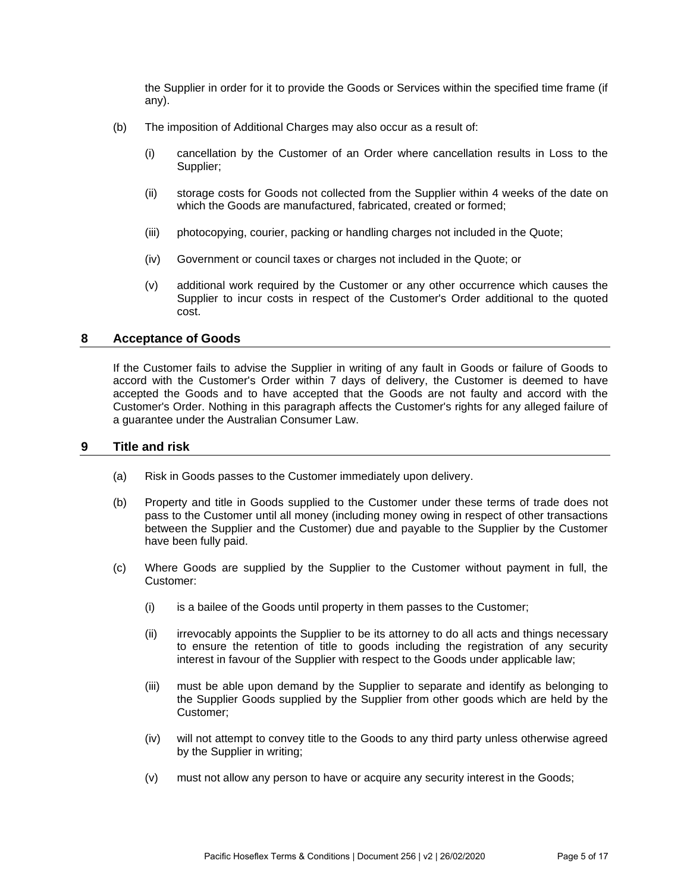the Supplier in order for it to provide the Goods or Services within the specified time frame (if any).

(b) The imposition of Additional Charges may also occur as a result of:

(i) cancellation by the Customer of an Order where cancellation results in Loss to the Supplier;

(ii) storage costs for Goods not collected from the Supplier within 4 weeks of the date on which the Goods are manufactured, fabricated, created or formed;

(iii) photocopying, courier, packing or handling charges not included in the Quote;

(iv) Government or council taxes or charges not included in the Quote; or

(v) additional work required by the Customer or any other occurrence which causes the Supplier to incur costs in respect of the Customer's Order additional to the quoted cost.

## 8 Acceptance of Goods

If the Customer fails to advise the Supplier in writing of any fault in Goods or failure of Goods to accord with the Customer's Order within 7 days of delivery, the Customer is deemed to have accepted the Goods and to have accepted that the Goods are not faulty and accord with the Customer's Order. Nothing in this paragraph affects the Customer's rights for any alleged failure of a guarantee under the Australian Consumer Law.

## 9 Title and risk

(a) Risk in Goods passes to the Customer immediately upon delivery.

(b) Property and title in Goods supplied to the Customer under these terms of trade does not pass to the Customer until all money (including money owing in respect of other transactions between the Supplier and the Customer) due and payable to the Supplier by the Customer have been fully paid.

(c) Where Goods are supplied by the Supplier to the Customer without payment in full, the Customer:

(i) is a bailee of the Goods until property in them passes to the Customer;

(ii) irrevocably appoints the Supplier to be its attorney to do all acts and things necessary to ensure the retention of title to goods including the registration of any security interest in favour of the Supplier with respect to the Goods under applicable law;

(iii) must be able upon demand by the Supplier to separate and identify as belonging to the Supplier Goods supplied by the Supplier from other goods which are held by the Customer;

(iv) will not attempt to convey title to the Goods to any third party unless otherwise agreed by the Supplier in writing;

(v) must not allow any person to have or acquire any security interest in the Goods;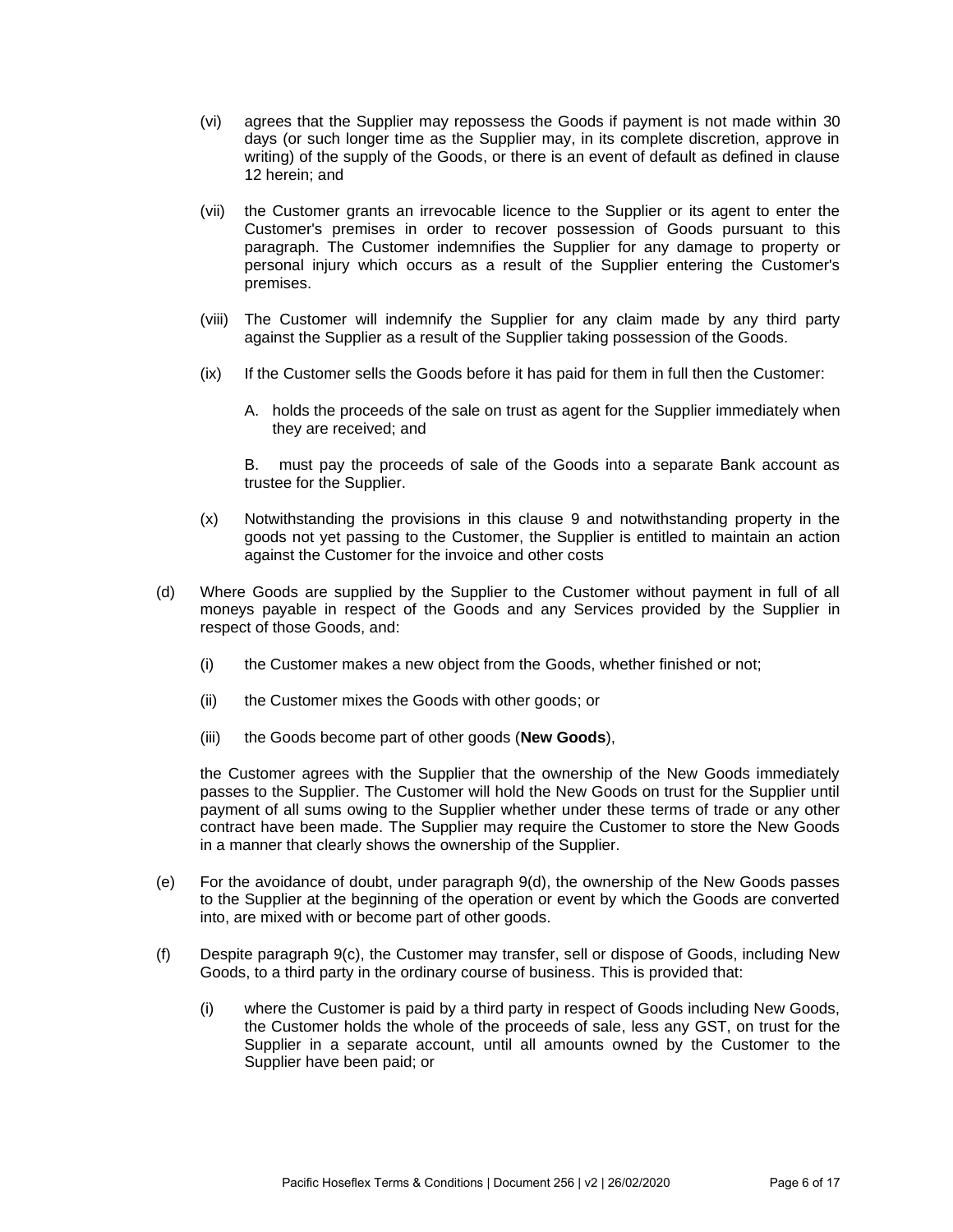(vi) agrees that the Supplier may repossess the Goods if payment is not made within 30 days (or such longer time as the Supplier may, in its complete discretion, approve in writing) of the supply of the Goods, or there is an event of default as defined in clause 12 herein; and

(vii) the Customer grants an irrevocable licence to the Supplier or its agent to enter the Customer's premises in order to recover possession of Goods pursuant to this paragraph. The Customer indemnifies the Supplier for any damage to property or personal injury which occurs as a result of the Supplier entering the Customer's premises.

(viii) The Customer will indemnify the Supplier for any claim made by any third party against the Supplier as a result of the Supplier taking possession of the Goods.

(ix) If the Customer sells the Goods before it has paid for them in full then the Customer:

A. holds the proceeds of the sale on trust as agent for the Supplier immediately when they are received; and

B. must pay the proceeds of sale of the Goods into a separate Bank account as trustee for the Supplier.

(x) Notwithstanding the provisions in this clause 9 and notwithstanding property in the goods not yet passing to the Customer, the Supplier is entitled to maintain an action against the Customer for the invoice and other costs

(d) Where Goods are supplied by the Supplier to the Customer without payment in full of all moneys payable in respect of the Goods and any Services provided by the Supplier in respect of those Goods, and:

(i) the Customer makes a new object from the Goods, whether finished or not;

(ii) the Customer mixes the Goods with other goods; or

(iii) the Goods become part of other goods (**New Goods**),

the Customer agrees with the Supplier that the ownership of the New Goods immediately passes to the Supplier. The Customer will hold the New Goods on trust for the Supplier until payment of all sums owing to the Supplier whether under these terms of trade or any other contract have been made. The Supplier may require the Customer to store the New Goods in a manner that clearly shows the ownership of the Supplier.

(e) For the avoidance of doubt, under paragraph 9(d), the ownership of the New Goods passes to the Supplier at the beginning of the operation or event by which the Goods are converted into, are mixed with or become part of other goods.

(f) Despite paragraph 9(c), the Customer may transfer, sell or dispose of Goods, including New Goods, to a third party in the ordinary course of business. This is provided that:

(i) where the Customer is paid by a third party in respect of Goods including New Goods, the Customer holds the whole of the proceeds of sale, less any GST, on trust for the Supplier in a separate account, until all amounts owned by the Customer to the Supplier have been paid; or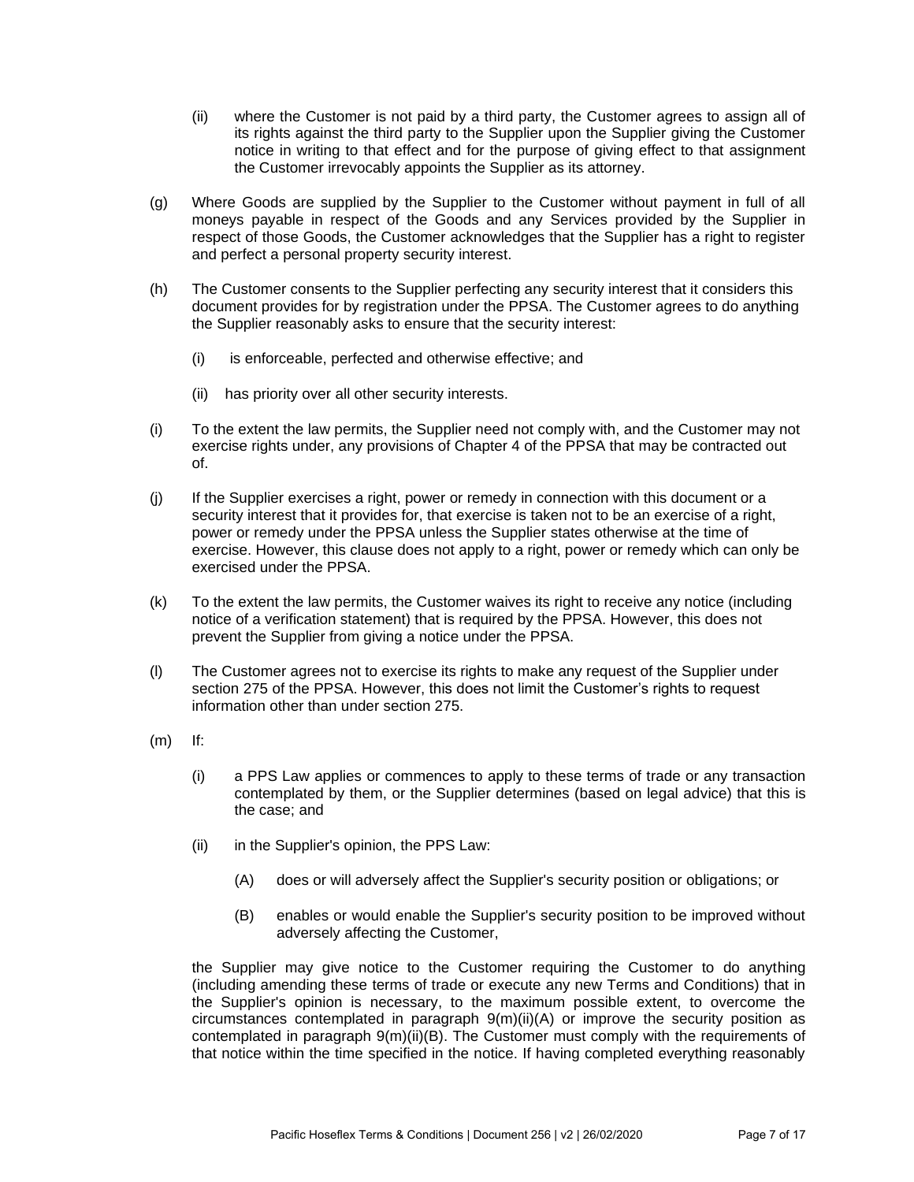(ii) where the Customer is not paid by a third party, the Customer agrees to assign all of its rights against the third party to the Supplier upon the Supplier giving the Customer notice in writing to that effect and for the purpose of giving effect to that assignment the Customer irrevocably appoints the Supplier as its attorney.

(g) Where Goods are supplied by the Supplier to the Customer without payment in full of all moneys payable in respect of the Goods and any Services provided by the Supplier in respect of those Goods, the Customer acknowledges that the Supplier has a right to register and perfect a personal property security interest.

(h) The Customer consents to the Supplier perfecting any security interest that it considers this document provides for by registration under the PPSA. The Customer agrees to do anything the Supplier reasonably asks to ensure that the security interest:

(i) is enforceable, perfected and otherwise effective; and

(ii) has priority over all other security interests.

(i) To the extent the law permits, the Supplier need not comply with, and the Customer may not exercise rights under, any provisions of Chapter 4 of the PPSA that may be contracted out of.

(j) If the Supplier exercises a right, power or remedy in connection with this document or a security interest that it provides for, that exercise is taken not to be an exercise of a right, power or remedy under the PPSA unless the Supplier states otherwise at the time of exercise. However, this clause does not apply to a right, power or remedy which can only be exercised under the PPSA.

(k) To the extent the law permits, the Customer waives its right to receive any notice (including notice of a verification statement) that is required by the PPSA. However, this does not prevent the Supplier from giving a notice under the PPSA.

(l) The Customer agrees not to exercise its rights to make any request of the Supplier under section 275 of the PPSA. However, this does not limit the Customer's rights to request information other than under section 275.

(m) If:

(i) a PPS Law applies or commences to apply to these terms of trade or any transaction contemplated by them, or the Supplier determines (based on legal advice) that this is the case; and

(ii) in the Supplier's opinion, the PPS Law:

(A) does or will adversely affect the Supplier's security position or obligations; or

(B) enables or would enable the Supplier's security position to be improved without adversely affecting the Customer,

the Supplier may give notice to the Customer requiring the Customer to do anything (including amending these terms of trade or execute any new Terms and Conditions) that in the Supplier's opinion is necessary, to the maximum possible extent, to overcome the circumstances contemplated in paragraph 9(m)(ii)(A) or improve the security position as contemplated in paragraph 9(m)(ii)(B). The Customer must comply with the requirements of that notice within the time specified in the notice. If having completed everything reasonably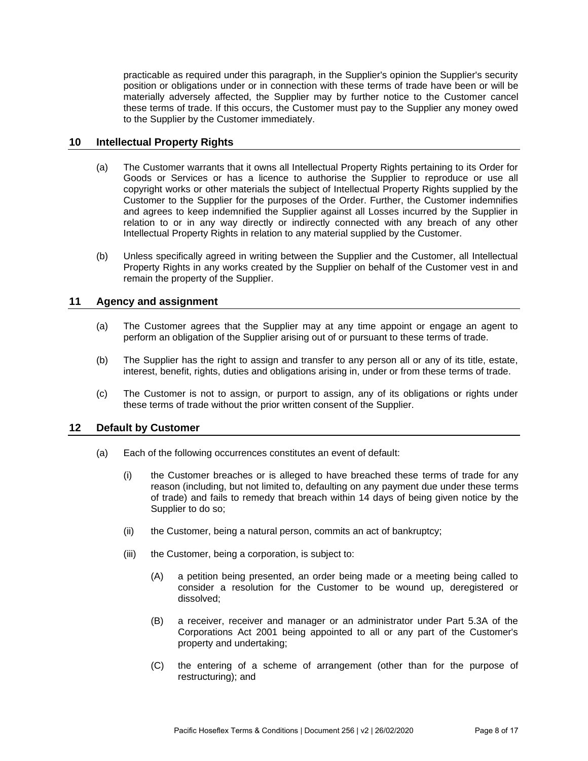practicable as required under this paragraph, in the Supplier's opinion the Supplier's security position or obligations under or in connection with these terms of trade have been or will be materially adversely affected, the Supplier may by further notice to the Customer cancel these terms of trade. If this occurs, the Customer must pay to the Supplier any money owed to the Supplier by the Customer immediately.

## 10 Intellectual Property Rights

(a) The Customer warrants that it owns all Intellectual Property Rights pertaining to its Order for Goods or Services or has a licence to authorise the Supplier to reproduce or use all copyright works or other materials the subject of Intellectual Property Rights supplied by the Customer to the Supplier for the purposes of the Order. Further, the Customer indemnifies and agrees to keep indemnified the Supplier against all Losses incurred by the Supplier in relation to or in any way directly or indirectly connected with any breach of any other Intellectual Property Rights in relation to any material supplied by the Customer.

(b) Unless specifically agreed in writing between the Supplier and the Customer, all Intellectual Property Rights in any works created by the Supplier on behalf of the Customer vest in and remain the property of the Supplier.

## 11 Agency and assignment

(a) The Customer agrees that the Supplier may at any time appoint or engage an agent to perform an obligation of the Supplier arising out of or pursuant to these terms of trade.

(b) The Supplier has the right to assign and transfer to any person all or any of its title, estate, interest, benefit, rights, duties and obligations arising in, under or from these terms of trade.

(c) The Customer is not to assign, or purport to assign, any of its obligations or rights under these terms of trade without the prior written consent of the Supplier.

## 12 Default by Customer

(a) Each of the following occurrences constitutes an event of default:

  (i) the Customer breaches or is alleged to have breached these terms of trade for any reason (including, but not limited to, defaulting on any payment due under these terms of trade) and fails to remedy that breach within 14 days of being given notice by the Supplier to do so;

  (ii) the Customer, being a natural person, commits an act of bankruptcy;

  (iii) the Customer, being a corporation, is subject to:

    (A) a petition being presented, an order being made or a meeting being called to consider a resolution for the Customer to be wound up, deregistered or dissolved;

    (B) a receiver, receiver and manager or an administrator under Part 5.3A of the Corporations Act 2001 being appointed to all or any part of the Customer's property and undertaking;

    (C) the entering of a scheme of arrangement (other than for the purpose of restructuring); and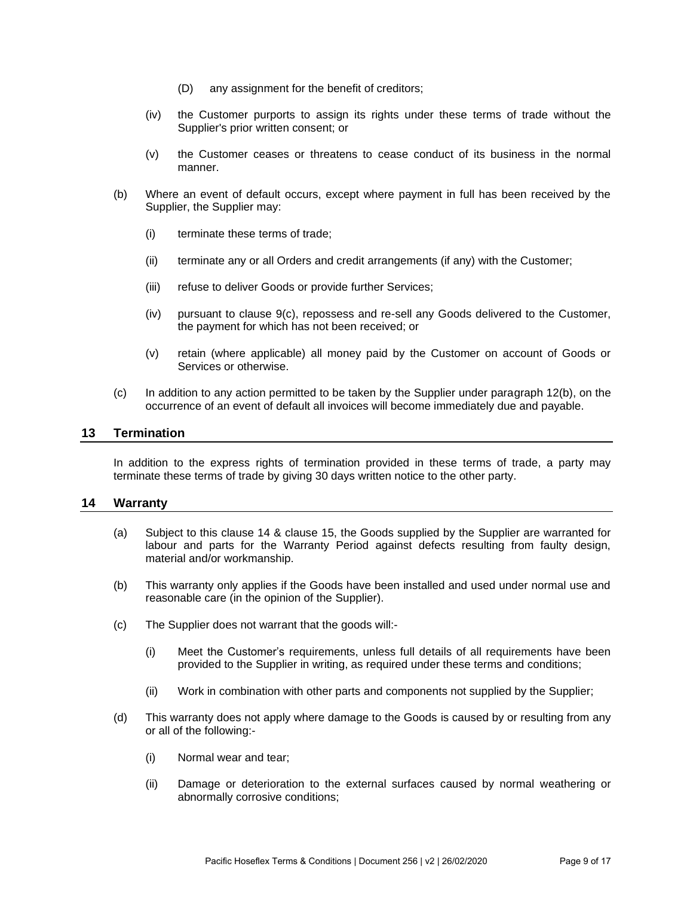(D) any assignment for the benefit of creditors;

(iv) the Customer purports to assign its rights under these terms of trade without the Supplier's prior written consent; or

(v) the Customer ceases or threatens to cease conduct of its business in the normal manner.

(b) Where an event of default occurs, except where payment in full has been received by the Supplier, the Supplier may:

(i) terminate these terms of trade;

(ii) terminate any or all Orders and credit arrangements (if any) with the Customer;

(iii) refuse to deliver Goods or provide further Services;

(iv) pursuant to clause 9(c), repossess and re-sell any Goods delivered to the Customer, the payment for which has not been received; or

(v) retain (where applicable) all money paid by the Customer on account of Goods or Services or otherwise.

(c) In addition to any action permitted to be taken by the Supplier under paragraph 12(b), on the occurrence of an event of default all invoices will become immediately due and payable.

## 13 Termination

In addition to the express rights of termination provided in these terms of trade, a party may terminate these terms of trade by giving 30 days written notice to the other party.

## 14 Warranty

(a) Subject to this clause 14 & clause 15, the Goods supplied by the Supplier are warranted for labour and parts for the Warranty Period against defects resulting from faulty design, material and/or workmanship.

(b) This warranty only applies if the Goods have been installed and used under normal use and reasonable care (in the opinion of the Supplier).

(c) The Supplier does not warrant that the goods will:-

(i) Meet the Customer's requirements, unless full details of all requirements have been provided to the Supplier in writing, as required under these terms and conditions;

(ii) Work in combination with other parts and components not supplied by the Supplier;

(d) This warranty does not apply where damage to the Goods is caused by or resulting from any or all of the following:-

(i) Normal wear and tear;

(ii) Damage or deterioration to the external surfaces caused by normal weathering or abnormally corrosive conditions;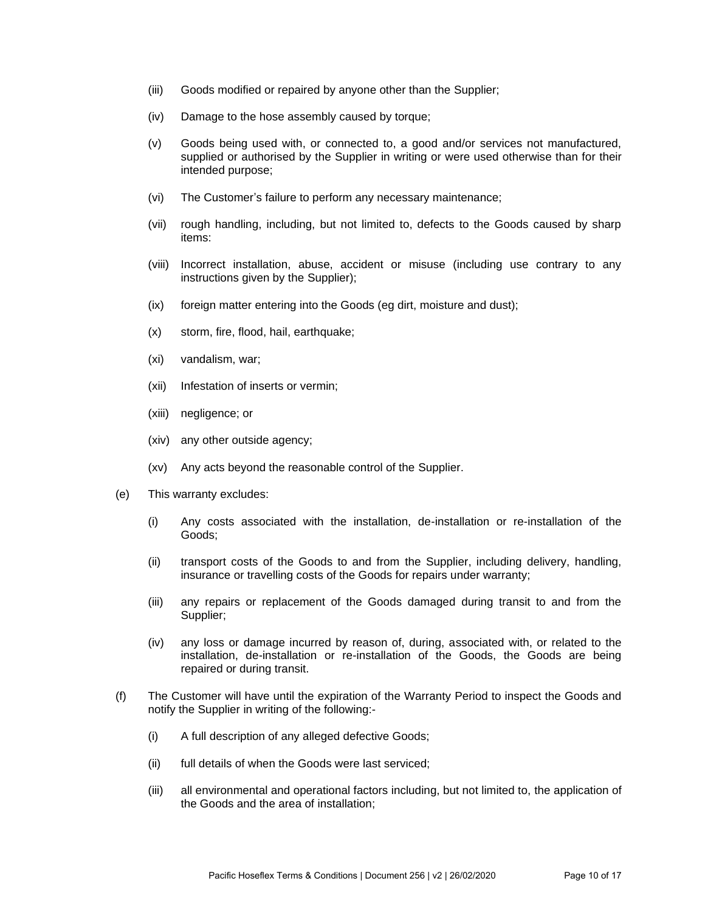(iii) Goods modified or repaired by anyone other than the Supplier;

(iv) Damage to the hose assembly caused by torque;

(v) Goods being used with, or connected to, a good and/or services not manufactured, supplied or authorised by the Supplier in writing or were used otherwise than for their intended purpose;

(vi) The Customer's failure to perform any necessary maintenance;

(vii) rough handling, including, but not limited to, defects to the Goods caused by sharp items:

(viii) Incorrect installation, abuse, accident or misuse (including use contrary to any instructions given by the Supplier);

(ix) foreign matter entering into the Goods (eg dirt, moisture and dust);

(x) storm, fire, flood, hail, earthquake;

(xi) vandalism, war;

(xii) Infestation of inserts or vermin;

(xiii) negligence; or

(xiv) any other outside agency;

(xv) Any acts beyond the reasonable control of the Supplier.

(e) This warranty excludes:

(i) Any costs associated with the installation, de-installation or re-installation of the Goods;

(ii) transport costs of the Goods to and from the Supplier, including delivery, handling, insurance or travelling costs of the Goods for repairs under warranty;

(iii) any repairs or replacement of the Goods damaged during transit to and from the Supplier;

(iv) any loss or damage incurred by reason of, during, associated with, or related to the installation, de-installation or re-installation of the Goods, the Goods are being repaired or during transit.

(f) The Customer will have until the expiration of the Warranty Period to inspect the Goods and notify the Supplier in writing of the following:-

(i) A full description of any alleged defective Goods;

(ii) full details of when the Goods were last serviced;

(iii) all environmental and operational factors including, but not limited to, the application of the Goods and the area of installation;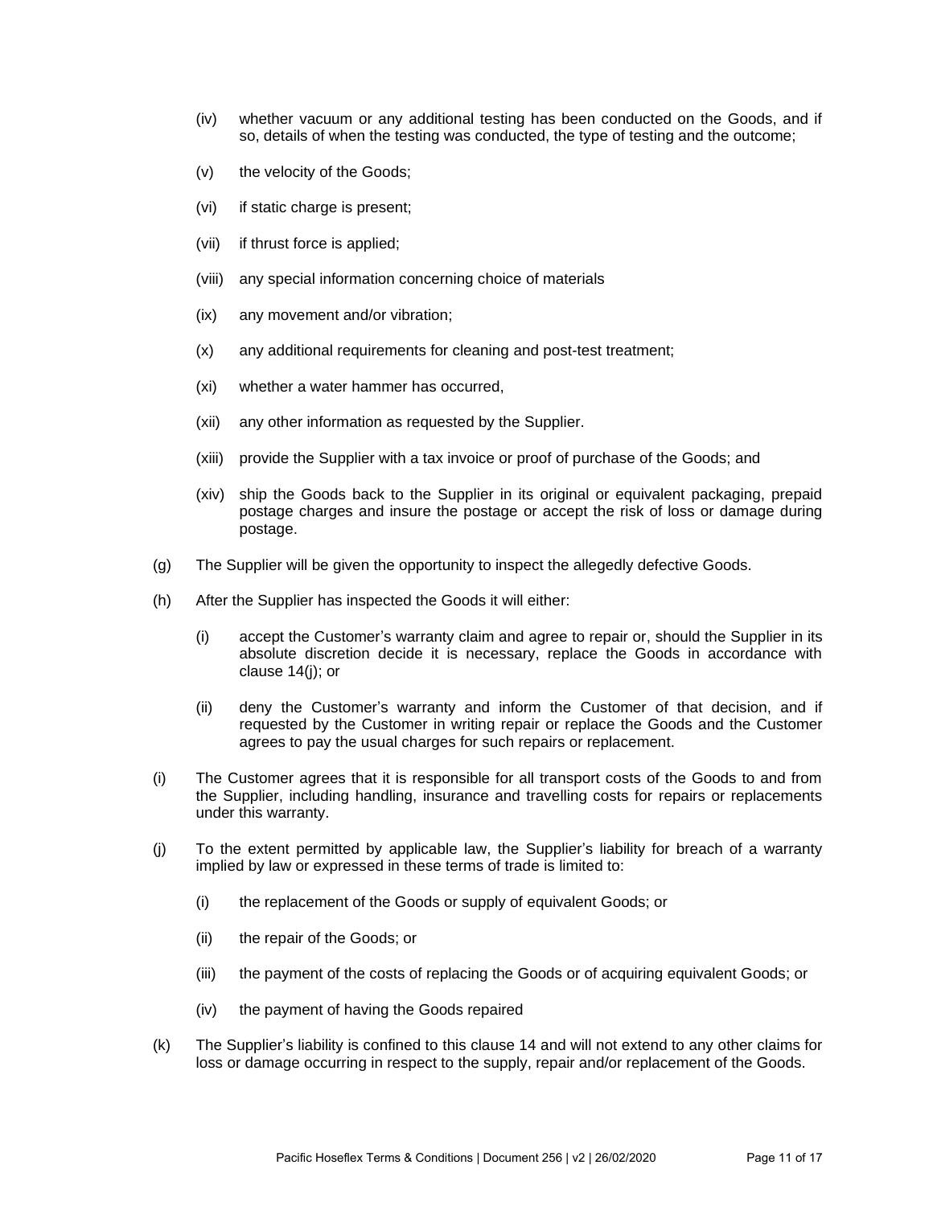(iv) whether vacuum or any additional testing has been conducted on the Goods, and if so, details of when the testing was conducted, the type of testing and the outcome;

(v) the velocity of the Goods;

(vi) if static charge is present;

(vii) if thrust force is applied;

(viii) any special information concerning choice of materials

(ix) any movement and/or vibration;

(x) any additional requirements for cleaning and post-test treatment;

(xi) whether a water hammer has occurred,

(xii) any other information as requested by the Supplier.

(xiii) provide the Supplier with a tax invoice or proof of purchase of the Goods; and

(xiv) ship the Goods back to the Supplier in its original or equivalent packaging, prepaid postage charges and insure the postage or accept the risk of loss or damage during postage.

(g) The Supplier will be given the opportunity to inspect the allegedly defective Goods.

(h) After the Supplier has inspected the Goods it will either:

(i) accept the Customer's warranty claim and agree to repair or, should the Supplier in its absolute discretion decide it is necessary, replace the Goods in accordance with clause 14(j); or

(ii) deny the Customer's warranty and inform the Customer of that decision, and if requested by the Customer in writing repair or replace the Goods and the Customer agrees to pay the usual charges for such repairs or replacement.

(i) The Customer agrees that it is responsible for all transport costs of the Goods to and from the Supplier, including handling, insurance and travelling costs for repairs or replacements under this warranty.

(j) To the extent permitted by applicable law, the Supplier's liability for breach of a warranty implied by law or expressed in these terms of trade is limited to:

(i) the replacement of the Goods or supply of equivalent Goods; or

(ii) the repair of the Goods; or

(iii) the payment of the costs of replacing the Goods or of acquiring equivalent Goods; or

(iv) the payment of having the Goods repaired

(k) The Supplier's liability is confined to this clause 14 and will not extend to any other claims for loss or damage occurring in respect to the supply, repair and/or replacement of the Goods.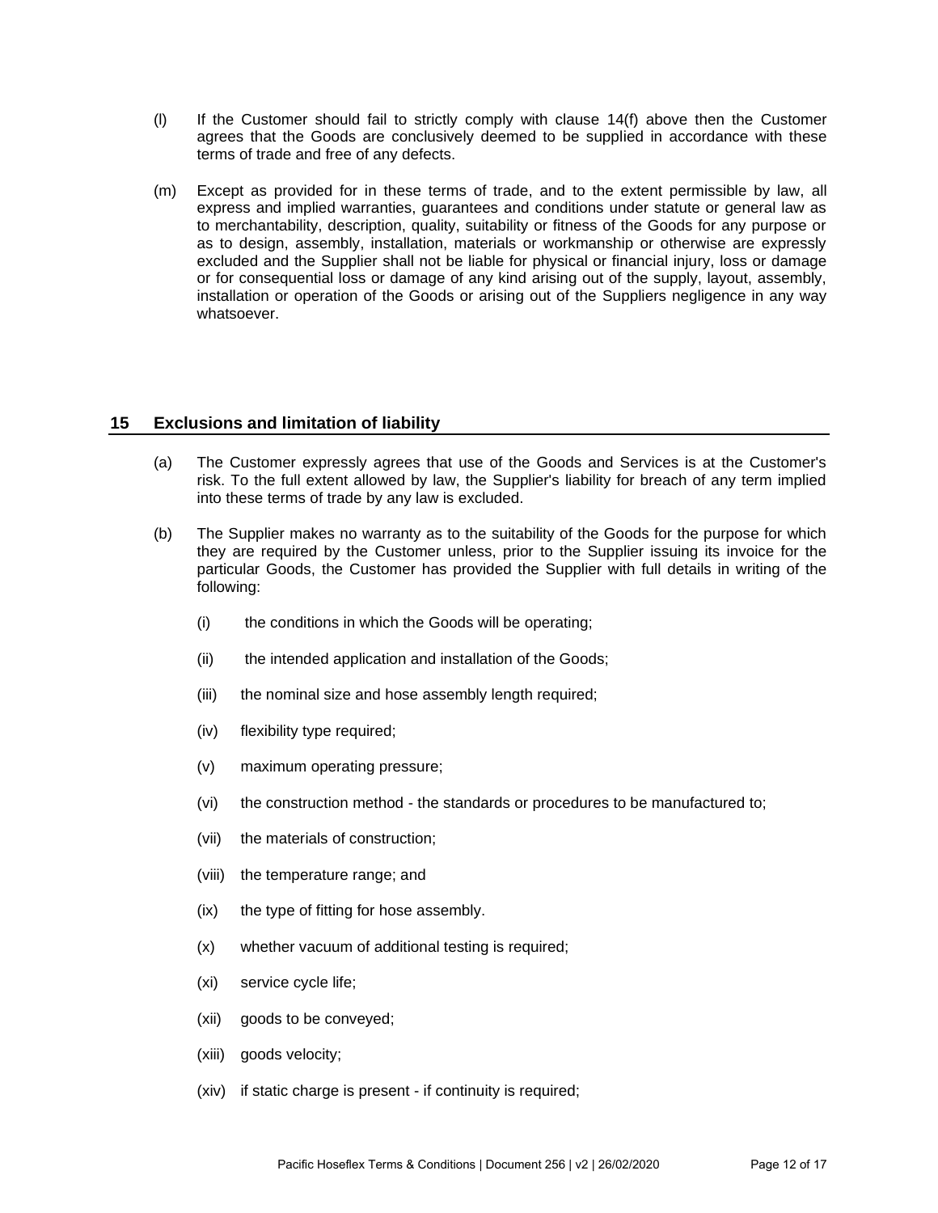(l) If the Customer should fail to strictly comply with clause 14(f) above then the Customer agrees that the Goods are conclusively deemed to be supplied in accordance with these terms of trade and free of any defects.

(m) Except as provided for in these terms of trade, and to the extent permissible by law, all express and implied warranties, guarantees and conditions under statute or general law as to merchantability, description, quality, suitability or fitness of the Goods for any purpose or as to design, assembly, installation, materials or workmanship or otherwise are expressly excluded and the Supplier shall not be liable for physical or financial injury, loss or damage or for consequential loss or damage of any kind arising out of the supply, layout, assembly, installation or operation of the Goods or arising out of the Suppliers negligence in any way whatsoever.

## 15 Exclusions and limitation of liability

(a) The Customer expressly agrees that use of the Goods and Services is at the Customer's risk. To the full extent allowed by law, the Supplier's liability for breach of any term implied into these terms of trade by any law is excluded.

(b) The Supplier makes no warranty as to the suitability of the Goods for the purpose for which they are required by the Customer unless, prior to the Supplier issuing its invoice for the particular Goods, the Customer has provided the Supplier with full details in writing of the following:

- (i) the conditions in which the Goods will be operating;
- (ii) the intended application and installation of the Goods;
- (iii) the nominal size and hose assembly length required;
- (iv) flexibility type required;
- (v) maximum operating pressure;
- (vi) the construction method - the standards or procedures to be manufactured to;
- (vii) the materials of construction;
- (viii) the temperature range; and
- (ix) the type of fitting for hose assembly.
- (x) whether vacuum of additional testing is required;
- (xi) service cycle life;
- (xii) goods to be conveyed;
- (xiii) goods velocity;
- (xiv) if static charge is present - if continuity is required;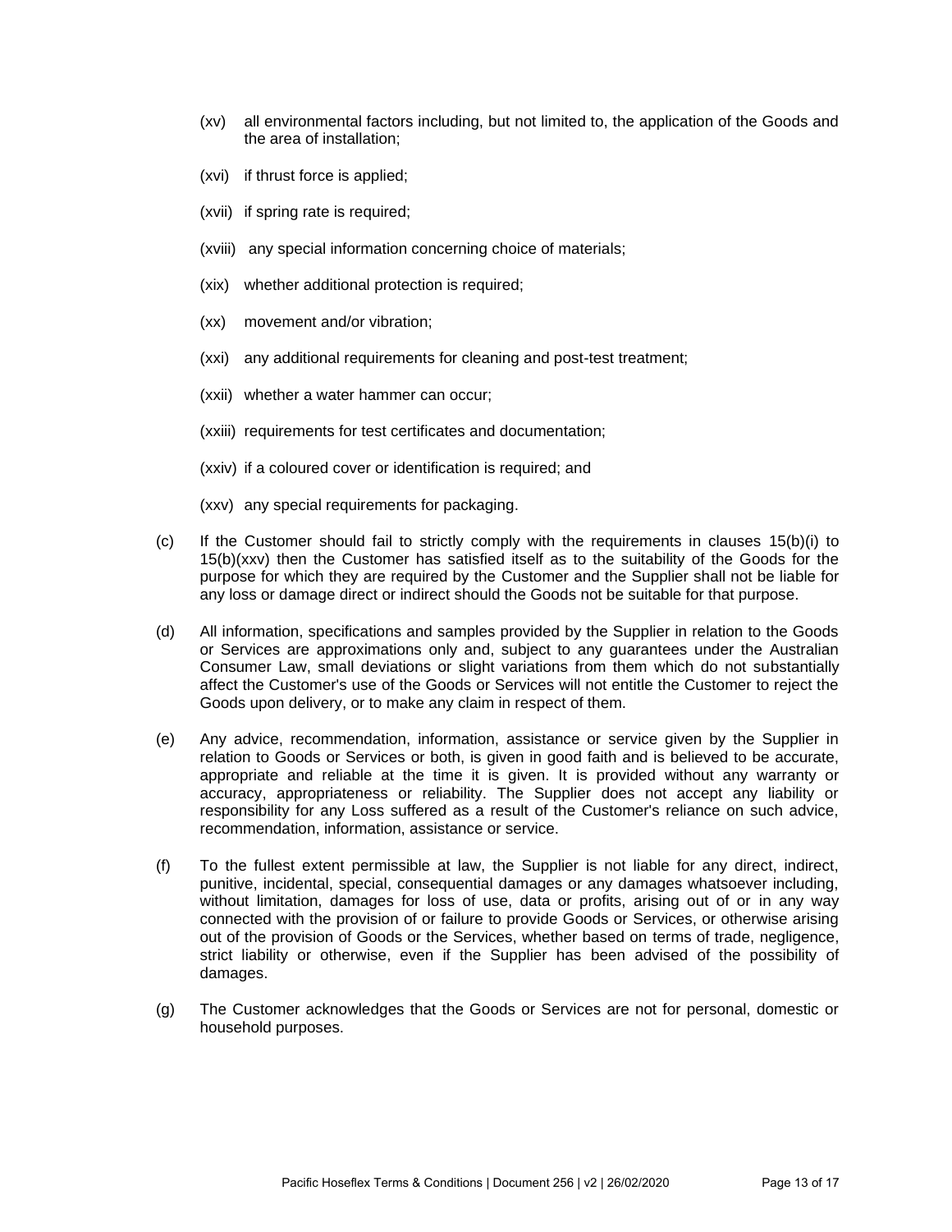(xv) all environmental factors including, but not limited to, the application of the Goods and the area of installation;

(xvi) if thrust force is applied;

(xvii) if spring rate is required;

(xviii) any special information concerning choice of materials;

(xix) whether additional protection is required;

(xx) movement and/or vibration;

(xxi) any additional requirements for cleaning and post-test treatment;

(xxii) whether a water hammer can occur;

(xxiii) requirements for test certificates and documentation;

(xxiv) if a coloured cover or identification is required; and

(xxv) any special requirements for packaging.

(c) If the Customer should fail to strictly comply with the requirements in clauses 15(b)(i) to 15(b)(xxv) then the Customer has satisfied itself as to the suitability of the Goods for the purpose for which they are required by the Customer and the Supplier shall not be liable for any loss or damage direct or indirect should the Goods not be suitable for that purpose.

(d) All information, specifications and samples provided by the Supplier in relation to the Goods or Services are approximations only and, subject to any guarantees under the Australian Consumer Law, small deviations or slight variations from them which do not substantially affect the Customer's use of the Goods or Services will not entitle the Customer to reject the Goods upon delivery, or to make any claim in respect of them.

(e) Any advice, recommendation, information, assistance or service given by the Supplier in relation to Goods or Services or both, is given in good faith and is believed to be accurate, appropriate and reliable at the time it is given. It is provided without any warranty or accuracy, appropriateness or reliability. The Supplier does not accept any liability or responsibility for any Loss suffered as a result of the Customer's reliance on such advice, recommendation, information, assistance or service.

(f) To the fullest extent permissible at law, the Supplier is not liable for any direct, indirect, punitive, incidental, special, consequential damages or any damages whatsoever including, without limitation, damages for loss of use, data or profits, arising out of or in any way connected with the provision of or failure to provide Goods or Services, or otherwise arising out of the provision of Goods or the Services, whether based on terms of trade, negligence, strict liability or otherwise, even if the Supplier has been advised of the possibility of damages.

(g) The Customer acknowledges that the Goods or Services are not for personal, domestic or household purposes.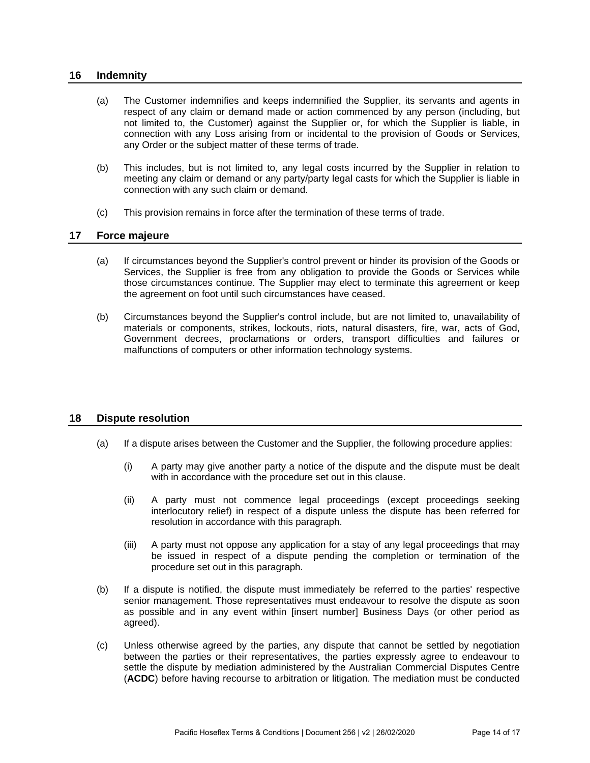## 16 Indemnity

(a) The Customer indemnifies and keeps indemnified the Supplier, its servants and agents in respect of any claim or demand made or action commenced by any person (including, but not limited to, the Customer) against the Supplier or, for which the Supplier is liable, in connection with any Loss arising from or incidental to the provision of Goods or Services, any Order or the subject matter of these terms of trade.

(b) This includes, but is not limited to, any legal costs incurred by the Supplier in relation to meeting any claim or demand or any party/party legal casts for which the Supplier is liable in connection with any such claim or demand.

(c) This provision remains in force after the termination of these terms of trade.

## 17 Force majeure

(a) If circumstances beyond the Supplier's control prevent or hinder its provision of the Goods or Services, the Supplier is free from any obligation to provide the Goods or Services while those circumstances continue. The Supplier may elect to terminate this agreement or keep the agreement on foot until such circumstances have ceased.

(b) Circumstances beyond the Supplier's control include, but are not limited to, unavailability of materials or components, strikes, lockouts, riots, natural disasters, fire, war, acts of God, Government decrees, proclamations or orders, transport difficulties and failures or malfunctions of computers or other information technology systems.

## 18 Dispute resolution

(a) If a dispute arises between the Customer and the Supplier, the following procedure applies:

(i) A party may give another party a notice of the dispute and the dispute must be dealt with in accordance with the procedure set out in this clause.

(ii) A party must not commence legal proceedings (except proceedings seeking interlocutory relief) in respect of a dispute unless the dispute has been referred for resolution in accordance with this paragraph.

(iii) A party must not oppose any application for a stay of any legal proceedings that may be issued in respect of a dispute pending the completion or termination of the procedure set out in this paragraph.

(b) If a dispute is notified, the dispute must immediately be referred to the parties' respective senior management. Those representatives must endeavour to resolve the dispute as soon as possible and in any event within [insert number] Business Days (or other period as agreed).

(c) Unless otherwise agreed by the parties, any dispute that cannot be settled by negotiation between the parties or their representatives, the parties expressly agree to endeavour to settle the dispute by mediation administered by the Australian Commercial Disputes Centre (**ACDC**) before having recourse to arbitration or litigation. The mediation must be conducted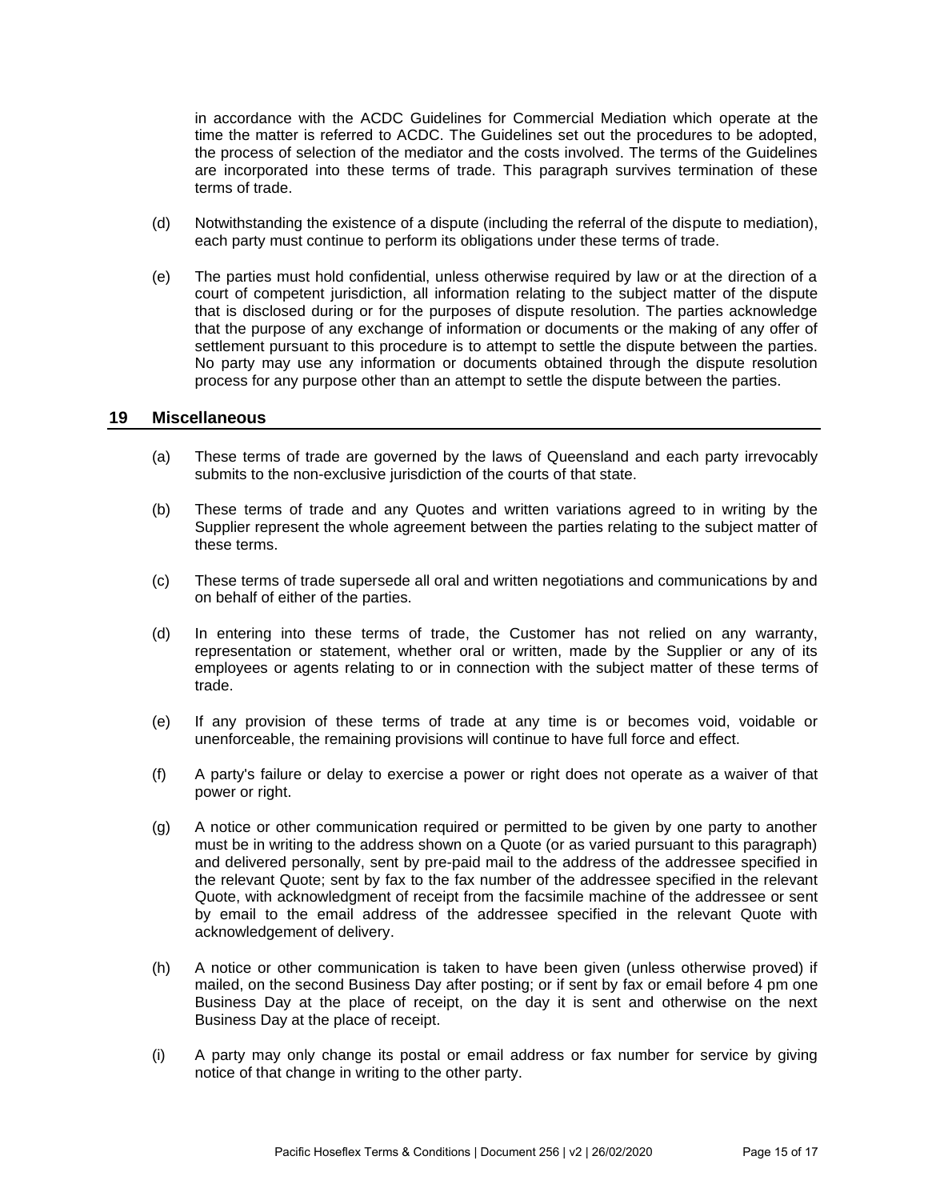in accordance with the ACDC Guidelines for Commercial Mediation which operate at the time the matter is referred to ACDC. The Guidelines set out the procedures to be adopted, the process of selection of the mediator and the costs involved. The terms of the Guidelines are incorporated into these terms of trade. This paragraph survives termination of these terms of trade.

(d) Notwithstanding the existence of a dispute (including the referral of the dispute to mediation), each party must continue to perform its obligations under these terms of trade.

(e) The parties must hold confidential, unless otherwise required by law or at the direction of a court of competent jurisdiction, all information relating to the subject matter of the dispute that is disclosed during or for the purposes of dispute resolution. The parties acknowledge that the purpose of any exchange of information or documents or the making of any offer of settlement pursuant to this procedure is to attempt to settle the dispute between the parties. No party may use any information or documents obtained through the dispute resolution process for any purpose other than an attempt to settle the dispute between the parties.

## 19 Miscellaneous

(a) These terms of trade are governed by the laws of Queensland and each party irrevocably submits to the non-exclusive jurisdiction of the courts of that state.

(b) These terms of trade and any Quotes and written variations agreed to in writing by the Supplier represent the whole agreement between the parties relating to the subject matter of these terms.

(c) These terms of trade supersede all oral and written negotiations and communications by and on behalf of either of the parties.

(d) In entering into these terms of trade, the Customer has not relied on any warranty, representation or statement, whether oral or written, made by the Supplier or any of its employees or agents relating to or in connection with the subject matter of these terms of trade.

(e) If any provision of these terms of trade at any time is or becomes void, voidable or unenforceable, the remaining provisions will continue to have full force and effect.

(f) A party's failure or delay to exercise a power or right does not operate as a waiver of that power or right.

(g) A notice or other communication required or permitted to be given by one party to another must be in writing to the address shown on a Quote (or as varied pursuant to this paragraph) and delivered personally, sent by pre-paid mail to the address of the addressee specified in the relevant Quote; sent by fax to the fax number of the addressee specified in the relevant Quote, with acknowledgment of receipt from the facsimile machine of the addressee or sent by email to the email address of the addressee specified in the relevant Quote with acknowledgement of delivery.

(h) A notice or other communication is taken to have been given (unless otherwise proved) if mailed, on the second Business Day after posting; or if sent by fax or email before 4 pm one Business Day at the place of receipt, on the day it is sent and otherwise on the next Business Day at the place of receipt.

(i) A party may only change its postal or email address or fax number for service by giving notice of that change in writing to the other party.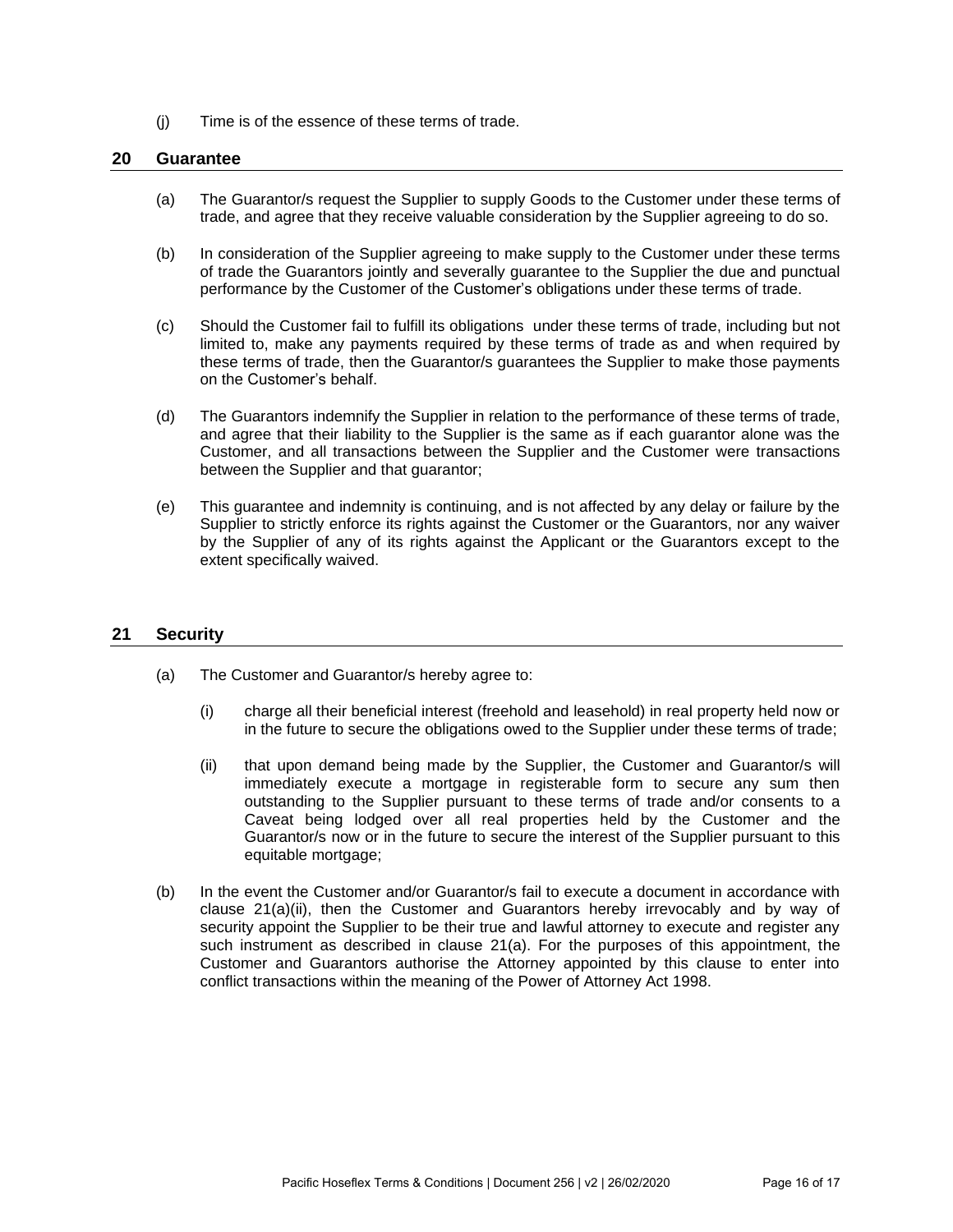(j) Time is of the essence of these terms of trade.

## 20 Guarantee

(a) The Guarantor/s request the Supplier to supply Goods to the Customer under these terms of trade, and agree that they receive valuable consideration by the Supplier agreeing to do so.

(b) In consideration of the Supplier agreeing to make supply to the Customer under these terms of trade the Guarantors jointly and severally guarantee to the Supplier the due and punctual performance by the Customer of the Customer's obligations under these terms of trade.

(c) Should the Customer fail to fulfill its obligations under these terms of trade, including but not limited to, make any payments required by these terms of trade as and when required by these terms of trade, then the Guarantor/s guarantees the Supplier to make those payments on the Customer's behalf.

(d) The Guarantors indemnify the Supplier in relation to the performance of these terms of trade, and agree that their liability to the Supplier is the same as if each guarantor alone was the Customer, and all transactions between the Supplier and the Customer were transactions between the Supplier and that guarantor;

(e) This guarantee and indemnity is continuing, and is not affected by any delay or failure by the Supplier to strictly enforce its rights against the Customer or the Guarantors, nor any waiver by the Supplier of any of its rights against the Applicant or the Guarantors except to the extent specifically waived.

## 21 Security

(a) The Customer and Guarantor/s hereby agree to:

   (i) charge all their beneficial interest (freehold and leasehold) in real property held now or in the future to secure the obligations owed to the Supplier under these terms of trade;

   (ii) that upon demand being made by the Supplier, the Customer and Guarantor/s will immediately execute a mortgage in registerable form to secure any sum then outstanding to the Supplier pursuant to these terms of trade and/or consents to a Caveat being lodged over all real properties held by the Customer and the Guarantor/s now or in the future to secure the interest of the Supplier pursuant to this equitable mortgage;

(b) In the event the Customer and/or Guarantor/s fail to execute a document in accordance with clause 21(a)(ii), then the Customer and Guarantors hereby irrevocably and by way of security appoint the Supplier to be their true and lawful attorney to execute and register any such instrument as described in clause 21(a). For the purposes of this appointment, the Customer and Guarantors authorise the Attorney appointed by this clause to enter into conflict transactions within the meaning of the Power of Attorney Act 1998.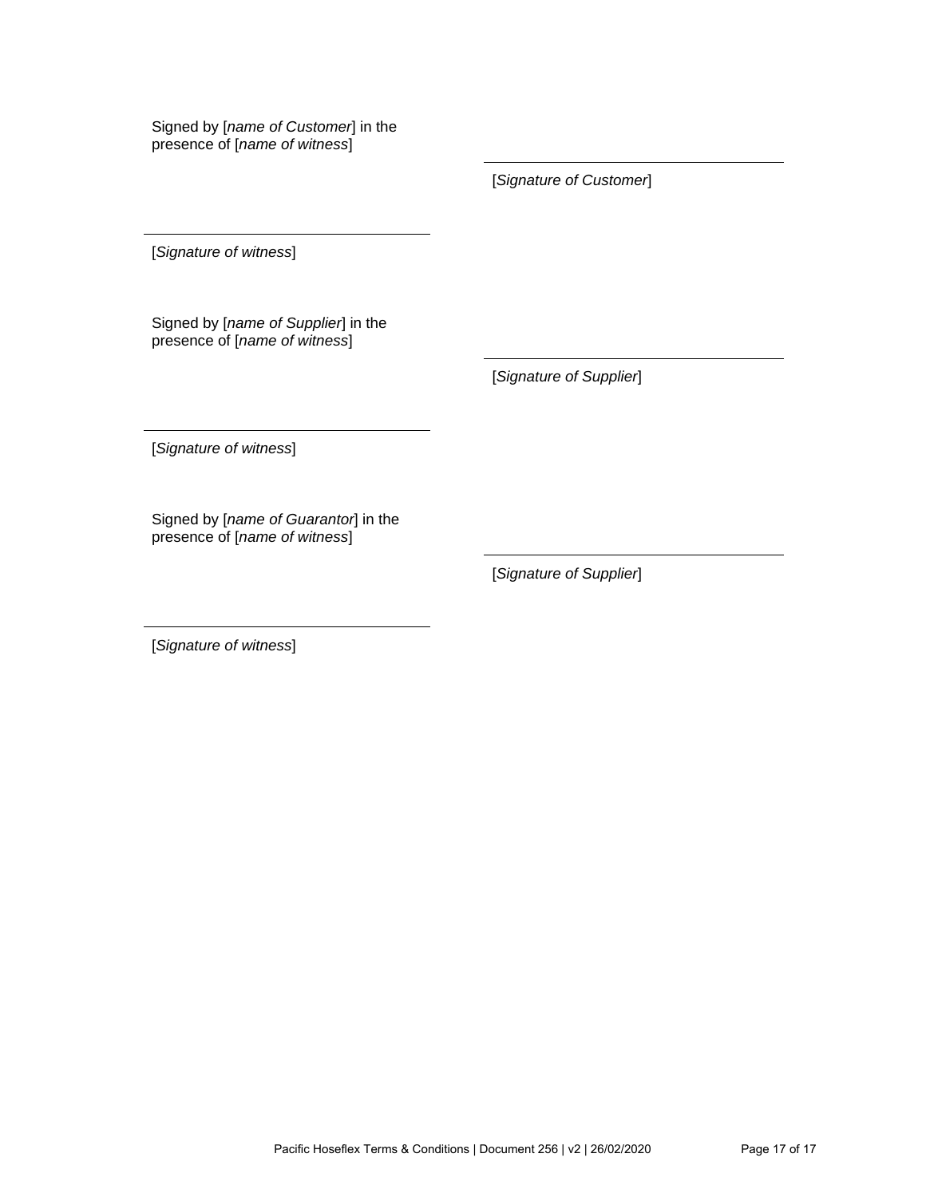Signed by [*name of Customer*] in the presence of [*name of witness*]

[*Signature of Customer*]

[*Signature of witness*]

Signed by [*name of Supplier*] in the presence of [*name of witness*]

[*Signature of Supplier*]

[*Signature of witness*]

Signed by [*name of Guarantor*] in the presence of [*name of witness*]

[*Signature of Supplier*]

[*Signature of witness*]